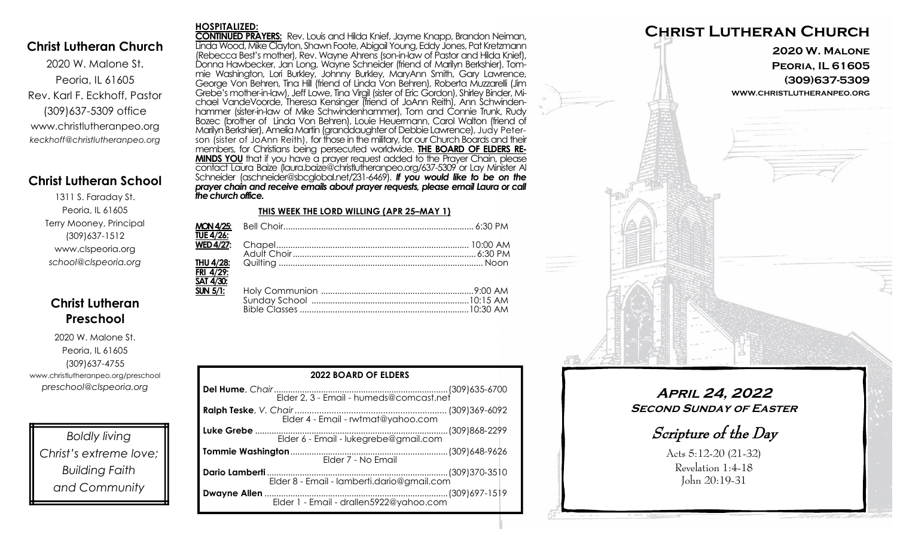## Christ Lutheran Church

2020 W. Malone St.
Peoria, IL 61605
Rev. Karl F. Eckhoff, Pastor
(309)637-5309 office
www.christlutheranpeo.org
*keckhoff@christlutheranpeo.org*

## Christ Lutheran School

1311 S. Faraday St.
Peoria, IL 61605
Terry Mooney, Principal
(309)637-1512
www.clspeoria.org
*school@clspeoria.org*

## Christ Lutheran Preschool

2020 W. Malone St.
Peoria, IL 61605
(309)637-4755
www.christlutheranpeo.org/preschool
*preschool@clspeoria.org*

*Boldly living Christ's extreme love; Building Faith and Community*

**HOSPITALIZED:**

**CONTINUED PRAYERS:** Rev. Louis and Hilda Knief, Jayme Knapp, Brandon Neiman, Linda Wood, Mike Clayton, Shawn Foote, Abigail Young, Eddy Jones, Pat Kretzmann (Rebecca Best's mother), Rev. Wayne Ahrens (son-in-law of Pastor and Hilda Knief), Donna Hawbecker, Jan Long, Wayne Schneider (friend of Marilyn Berkshier), Tommie Washington, Lori Burkley, Johnny Burkley, MaryAnn Smith, Gary Lawrence, George Von Behren, Tina Hill (friend of Linda Von Behren), Roberta Muzzarelli (Jim Grebe's mother-in-law), Jeff Lowe, Tina Virgil (sister of Eric Gordon), Shirley Binder, Michael VandeVoorde, Theresa Kensinger (friend of JoAnn Reith), Ann Schwindenhammer (sister-in-law of Mike Schwindenhammer), Tom and Connie Trunk, Rudy Bozec (brother of Linda Von Behren), Louie Heuermann, Carol Walton (friend of Marilyn Berkshier), Amelia Martin (granddaughter of Debbie Lawrence), Judy Peterson (sister of JoAnn Reith), for those in the military, for our Church Boards and their members, for Christians being persecuted worldwide. **THE BOARD OF ELDERS REMINDS YOU** that if you have a prayer request added to the Prayer Chain, please contact Laura Baize (laura.baize@christlutheranpeo.org/637-5309 or Lay Minister Al Schneider (aschneider@sbcglobal.net/231-6469). ***If you would like to be on the prayer chain and receive emails about prayer requests, please email Laura or call the church office.***

**THIS WEEK THE LORD WILLING (APR 25–MAY 1)**

| Day | Event | Time |
|---|---|---|
| **MON 4/25:** | Bell Choir | 6:30 PM |
| **TUE 4/26:** | | |
| **WED 4/27:** | Chapel | 10:00 AM |
| | Adult Choir | 6:30 PM |
| **THU 4/28:** | Quilting | Noon |
| **FRI 4/29:** | | |
| **SAT 4/30:** | | |
| **SUN 5/1:** | Holy Communion | 9:00 AM |
| | Sunday School | 10:15 AM |
| | Bible Classes | 10:30 AM |

**2022 BOARD OF ELDERS**

| Name | Phone |
|---|---|
| **Del Hume**, *Chair* — Elder 2, 3 - Email - humeds@comcast.net | (309)635-6700 |
| **Ralph Teske**, *V. Chair* — Elder 4 - Email - rwtmat@yahoo.com | (309)369-6092 |
| **Luke Grebe** — Elder 6 - Email - lukegrebe@gmail.com | (309)868-2299 |
| **Tommie Washington** — Elder 7 - No Email | (309)648-9626 |
| **Dario Lamberti** — Elder 8 - Email - lamberti.dario@gmail.com | (309)370-3510 |
| **Dwayne Allen** — Elder 1 - Email - drallen5922@yahoo.com | (309)697-1519 |

# Christ Lutheran Church

**2020 W. Malone**
**Peoria, IL 61605**
**(309)637-5309**
**www.christlutheranpeo.org**

## April 24, 2022
### Second Sunday of Easter

*Scripture of the Day*

Acts 5:12-20 (21-32)
Revelation 1:4-18
John 20:19-31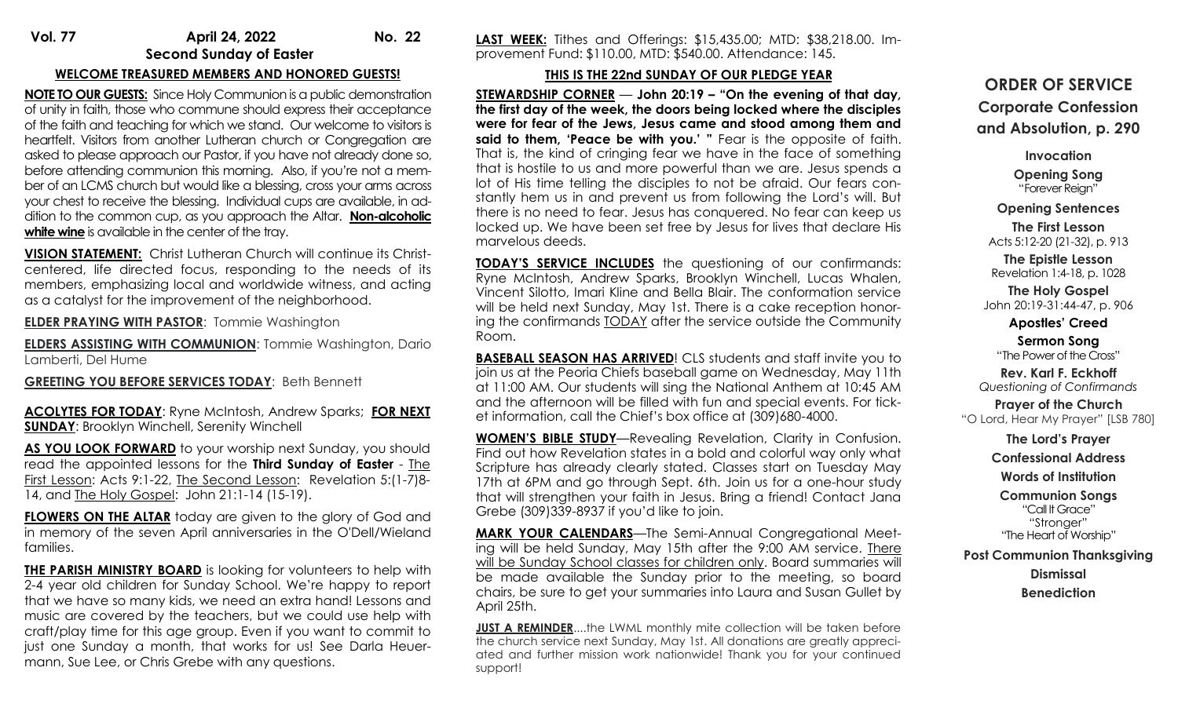**Vol. 77** **April 24, 2022** **No. 22**

**Second Sunday of Easter**

**WELCOME TREASURED MEMBERS AND HONORED GUESTS!**

**NOTE TO OUR GUESTS:** Since Holy Communion is a public demonstration of unity in faith, those who commune should express their acceptance of the faith and teaching for which we stand. Our welcome to visitors is heartfelt. Visitors from another Lutheran church or Congregation are asked to please approach our Pastor, if you have not already done so, before attending communion this morning. Also, if you're not a member of an LCMS church but would like a blessing, cross your arms across your chest to receive the blessing. Individual cups are available, in addition to the common cup, as you approach the Altar. **Non-alcoholic white wine** is available in the center of the tray.

**VISION STATEMENT:** Christ Lutheran Church will continue its Christ-centered, life directed focus, responding to the needs of its members, emphasizing local and worldwide witness, and acting as a catalyst for the improvement of the neighborhood.

**ELDER PRAYING WITH PASTOR**: Tommie Washington

**ELDERS ASSISTING WITH COMMUNION**: Tommie Washington, Dario Lamberti, Del Hume

**GREETING YOU BEFORE SERVICES TODAY**: Beth Bennett

**ACOLYTES FOR TODAY**: Ryne McIntosh, Andrew Sparks; **FOR NEXT SUNDAY**: Brooklyn Winchell, Serenity Winchell

**AS YOU LOOK FORWARD** to your worship next Sunday, you should read the appointed lessons for the **Third Sunday of Easter** - The First Lesson: Acts 9:1-22, The Second Lesson: Revelation 5:(1-7)8-14, and The Holy Gospel: John 21:1-14 (15-19).

**FLOWERS ON THE ALTAR** today are given to the glory of God and in memory of the seven April anniversaries in the O'Dell/Wieland families.

**THE PARISH MINISTRY BOARD** is looking for volunteers to help with 2-4 year old children for Sunday School. We're happy to report that we have so many kids, we need an extra hand! Lessons and music are covered by the teachers, but we could use help with craft/play time for this age group. Even if you want to commit to just one Sunday a month, that works for us! See Darla Heuermann, Sue Lee, or Chris Grebe with any questions.

**LAST WEEK:** Tithes and Offerings: $15,435.00; MTD: $38,218.00. Improvement Fund: $110.00, MTD: $540.00. Attendance: 145.

**THIS IS THE 22nd SUNDAY OF OUR PLEDGE YEAR**

**STEWARDSHIP CORNER** — **John 20:19 – "On the evening of that day, the first day of the week, the doors being locked where the disciples were for fear of the Jews, Jesus came and stood among them and said to them, 'Peace be with you.' "** Fear is the opposite of faith. That is, the kind of cringing fear we have in the face of something that is hostile to us and more powerful than we are. Jesus spends a lot of His time telling the disciples to not be afraid. Our fears constantly hem us in and prevent us from following the Lord's will. But there is no need to fear. Jesus has conquered. No fear can keep us locked up. We have been set free by Jesus for lives that declare His marvelous deeds.

**TODAY'S SERVICE INCLUDES** the questioning of our confirmands: Ryne McIntosh, Andrew Sparks, Brooklyn Winchell, Lucas Whalen, Vincent Silotto, Imari Kline and Bella Blair. The conformation service will be held next Sunday, May 1st. There is a cake reception honoring the confirmands TODAY after the service outside the Community Room.

**BASEBALL SEASON HAS ARRIVED**! CLS students and staff invite you to join us at the Peoria Chiefs baseball game on Wednesday, May 11th at 11:00 AM. Our students will sing the National Anthem at 10:45 AM and the afternoon will be filled with fun and special events. For ticket information, call the Chief's box office at (309)680-4000.

**WOMEN'S BIBLE STUDY**—Revealing Revelation, Clarity in Confusion. Find out how Revelation states in a bold and colorful way only what Scripture has already clearly stated. Classes start on Tuesday May 17th at 6PM and go through Sept. 6th. Join us for a one-hour study that will strengthen your faith in Jesus. Bring a friend! Contact Jana Grebe (309)339-8937 if you'd like to join.

**MARK YOUR CALENDARS**—The Semi-Annual Congregational Meeting will be held Sunday, May 15th after the 9:00 AM service. There will be Sunday School classes for children only. Board summaries will be made available the Sunday prior to the meeting, so board chairs, be sure to get your summaries into Laura and Susan Gullet by April 25th.

**JUST A REMINDER**....the LWML monthly mite collection will be taken before the church service next Sunday, May 1st. All donations are greatly appreciated and further mission work nationwide! Thank you for your continued support!

## ORDER OF SERVICE

### Corporate Confession and Absolution, p. 290

**Invocation**

**Opening Song**
"Forever Reign"

**Opening Sentences**

**The First Lesson**
Acts 5:12-20 (21-32), p. 913

**The Epistle Lesson**
Revelation 1:4-18, p. 1028

**The Holy Gospel**
John 20:19-31:44-47, p. 906

**Apostles' Creed**

**Sermon Song**
"The Power of the Cross"

**Rev. Karl F. Eckhoff**
*Questioning of Confirmands*

**Prayer of the Church**
"O Lord, Hear My Prayer" [LSB 780]

**The Lord's Prayer**

**Confessional Address**

**Words of Institution**

**Communion Songs**
"Call It Grace"
"Stronger"
"The Heart of Worship"

**Post Communion Thanksgiving**

**Dismissal**

**Benediction**